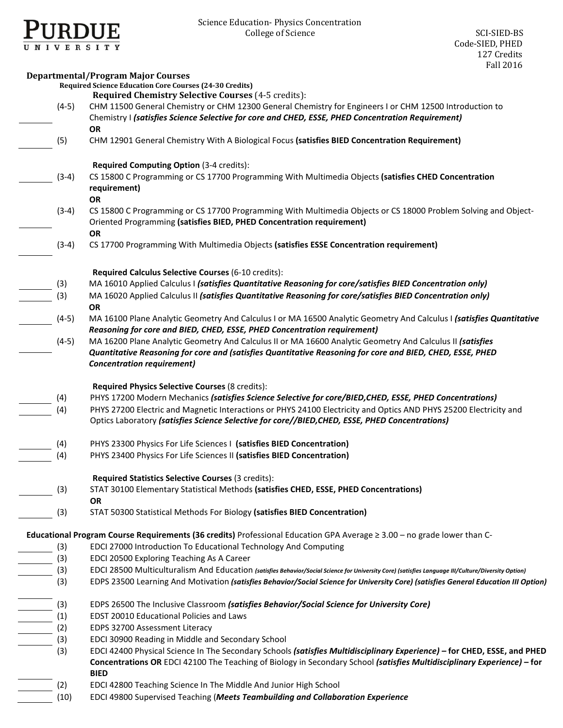# Purdue University

Science Education- Physics Concentration
College of Science

SCI-SIED-BS
Code-SIED, PHED
127 Credits
Fall 2016

## Departmental/Program Major Courses

### Required Science Education Core Courses (24-30 Credits)

**Required Chemistry Selective Courses** (4-5 credits):

_______ (4-5) CHM 11500 General Chemistry or CHM 12300 General Chemistry for Engineers I or CHM 12500 Introduction to Chemistry I ***(satisfies Science Selective for core and CHED, ESSE, PHED Concentration Requirement)***
**OR**
_______ (5) CHM 12901 General Chemistry With A Biological Focus **(satisfies BIED Concentration Requirement)**

**Required Computing Option** (3-4 credits):

_______ (3-4) CS 15800 C Programming or CS 17700 Programming With Multimedia Objects **(satisfies CHED Concentration requirement)**
**OR**
_______ (3-4) CS 15800 C Programming or CS 17700 Programming With Multimedia Objects or CS 18000 Problem Solving and Object-Oriented Programming **(satisfies BIED, PHED Concentration requirement)**
**OR**
_______ (3-4) CS 17700 Programming With Multimedia Objects **(satisfies ESSE Concentration requirement)**

**Required Calculus Selective Courses** (6-10 credits):

_______ (3) MA 16010 Applied Calculus I ***(satisfies Quantitative Reasoning for core/satisfies BIED Concentration only)***
_______ (3) MA 16020 Applied Calculus II ***(satisfies Quantitative Reasoning for core/satisfies BIED Concentration only)***
**OR**
_______ (4-5) MA 16100 Plane Analytic Geometry And Calculus I or MA 16500 Analytic Geometry And Calculus I ***(satisfies Quantitative Reasoning for core and BIED, CHED, ESSE, PHED Concentration requirement)***
_______ (4-5) MA 16200 Plane Analytic Geometry And Calculus II or MA 16600 Analytic Geometry And Calculus II ***(satisfies Quantitative Reasoning for core and (satisfies Quantitative Reasoning for core and BIED, CHED, ESSE, PHED Concentration requirement)***

**Required Physics Selective Courses** (8 credits):

_______ (4) PHYS 17200 Modern Mechanics ***(satisfies Science Selective for core/BIED,CHED, ESSE, PHED Concentrations)***
_______ (4) PHYS 27200 Electric and Magnetic Interactions or PHYS 24100 Electricity and Optics AND PHYS 25200 Electricity and Optics Laboratory ***(satisfies Science Selective for core//BIED,CHED, ESSE, PHED Concentrations)***

_______ (4) PHYS 23300 Physics For Life Sciences I **(satisfies BIED Concentration)**
_______ (4) PHYS 23400 Physics For Life Sciences II **(satisfies BIED Concentration)**

**Required Statistics Selective Courses** (3 credits):

_______ (3) STAT 30100 Elementary Statistical Methods **(satisfies CHED, ESSE, PHED Concentrations)**
**OR**
_______ (3) STAT 50300 Statistical Methods For Biology **(satisfies BIED Concentration)**

### Educational Program Course Requirements (36 credits)

Professional Education GPA Average ≥ 3.00 – no grade lower than C-

_______ (3) EDCI 27000 Introduction To Educational Technology And Computing
_______ (3) EDCI 20500 Exploring Teaching As A Career
_______ (3) EDCI 28500 Multiculturalism And Education ***(satisfies Behavior/Social Science for University Core) (satisfies Language III/Culture/Diversity Option)***
_______ (3) EDPS 23500 Learning And Motivation ***(satisfies Behavior/Social Science for University Core) (satisfies General Education III Option)***
_______ (3) EDPS 26500 The Inclusive Classroom ***(satisfies Behavior/Social Science for University Core)***
_______ (1) EDST 20010 Educational Policies and Laws
_______ (2) EDPS 32700 Assessment Literacy
_______ (3) EDCI 30900 Reading in Middle and Secondary School
_______ (3) EDCI 42400 Physical Science In The Secondary Schools ***(satisfies Multidisciplinary Experience)*** **– for CHED, ESSE, and PHED Concentrations OR** EDCI 42100 The Teaching of Biology in Secondary School ***(satisfies Multidisciplinary Experience)*** **– for BIED**
_______ (2) EDCI 42800 Teaching Science In The Middle And Junior High School
_______ (10) EDCI 49800 Supervised Teaching (***Meets Teambuilding and Collaboration Experience***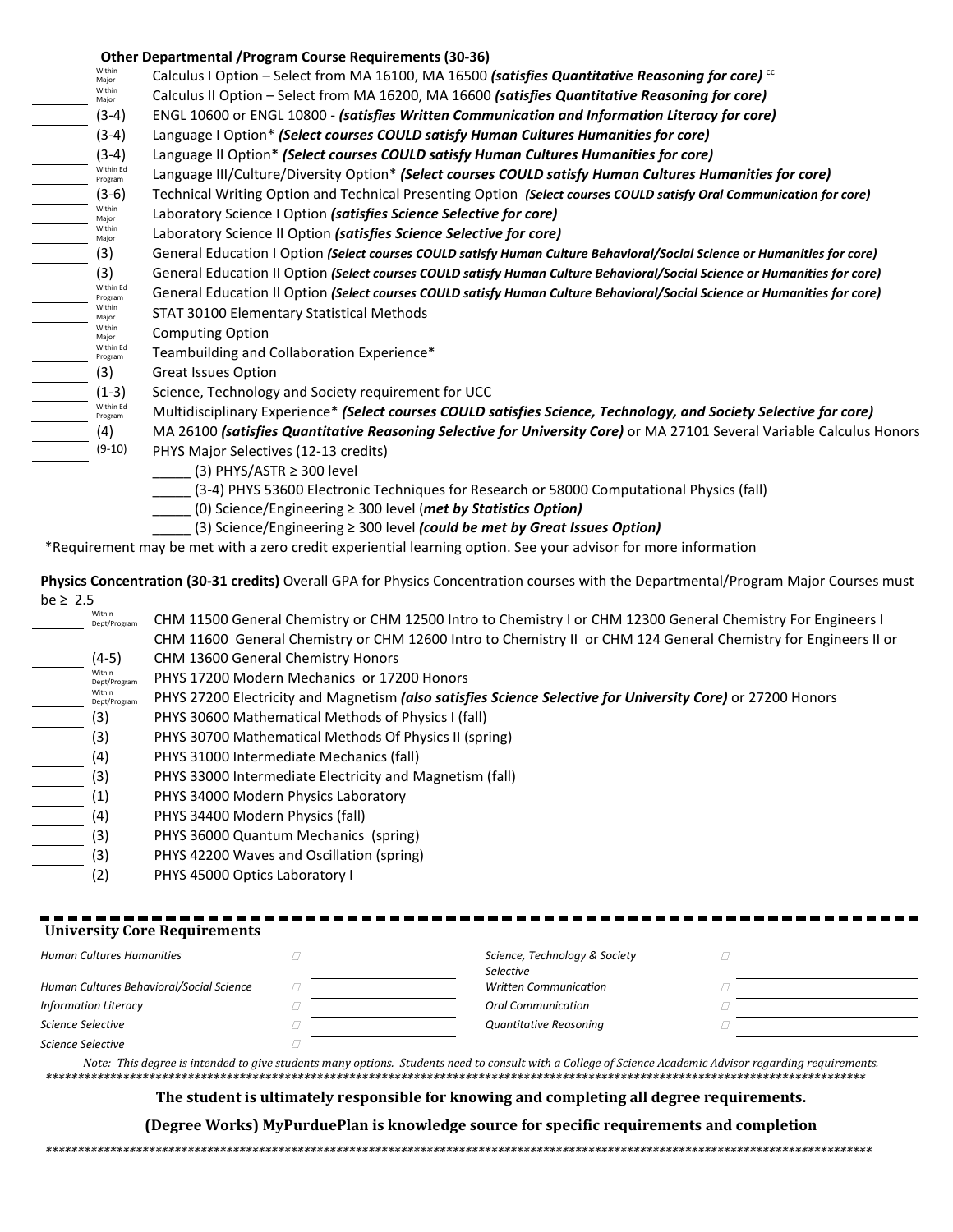**Other Departmental /Program Course Requirements (30-36)**

| Credits | Requirement |
|---|---|
| Within Major | Calculus I Option – Select from MA 16100, MA 16500 ***(satisfies Quantitative Reasoning for core)*** cc |
| Within Major | Calculus II Option – Select from MA 16200, MA 16600 ***(satisfies Quantitative Reasoning for core)*** |
| (3-4) | ENGL 10600 or ENGL 10800 - ***(satisfies Written Communication and Information Literacy for core)*** |
| (3-4) | Language I Option* ***(Select courses COULD satisfy Human Cultures Humanities for core)*** |
| (3-4) | Language II Option* ***(Select courses COULD satisfy Human Cultures Humanities for core)*** |
| Within Ed Program | Language III/Culture/Diversity Option* ***(Select courses COULD satisfy Human Cultures Humanities for core)*** |
| (3-6) | Technical Writing Option and Technical Presenting Option ***(Select courses COULD satisfy Oral Communication for core)*** |
| Within Major | Laboratory Science I Option ***(satisfies Science Selective for core)*** |
| Within Major | Laboratory Science II Option ***(satisfies Science Selective for core)*** |
| (3) | General Education I Option ***(Select courses COULD satisfy Human Culture Behavioral/Social Science or Humanities for core)*** |
| (3) | General Education II Option ***(Select courses COULD satisfy Human Culture Behavioral/Social Science or Humanities for core)*** |
| Within Ed Program | General Education II Option ***(Select courses COULD satisfy Human Culture Behavioral/Social Science or Humanities for core)*** |
| Within Major | STAT 30100 Elementary Statistical Methods |
| Within Major | Computing Option |
| Within Ed Program | Teambuilding and Collaboration Experience* |
| (3) | Great Issues Option |
| (1-3) | Science, Technology and Society requirement for UCC |
| Within Ed Program | Multidisciplinary Experience* ***(Select courses COULD satisfies Science, Technology, and Society Selective for core)*** |
| (4) | MA 26100 ***(satisfies Quantitative Reasoning Selective for University Core)*** or MA 27101 Several Variable Calculus Honors |
| (9-10) | PHYS Major Selectives (12-13 credits) |

- _____ (3) PHYS/ASTR ≥ 300 level
- _____ (3-4) PHYS 53600 Electronic Techniques for Research or 58000 Computational Physics (fall)
- _____ (0) Science/Engineering ≥ 300 level (***met by Statistics Option)***
- _____ (3) Science/Engineering ≥ 300 level ***(could be met by Great Issues Option)***

*Requirement may be met with a zero credit experiential learning option. See your advisor for more information

**Physics Concentration (30-31 credits)** Overall GPA for Physics Concentration courses with the Departmental/Program Major Courses must be ≥ 2.5

| Credits | Requirement |
|---|---|
| Within Dept/Program | CHM 11500 General Chemistry or CHM 12500 Intro to Chemistry I or CHM 12300 General Chemistry For Engineers I |
| (4-5) | CHM 11600 General Chemistry or CHM 12600 Intro to Chemistry II or CHM 124 General Chemistry for Engineers II or CHM 13600 General Chemistry Honors |
| Within Dept/Program | PHYS 17200 Modern Mechanics or 17200 Honors |
| Within Dept/Program | PHYS 27200 Electricity and Magnetism ***(also satisfies Science Selective for University Core)*** or 27200 Honors |
| (3) | PHYS 30600 Mathematical Methods of Physics I (fall) |
| (3) | PHYS 30700 Mathematical Methods Of Physics II (spring) |
| (4) | PHYS 31000 Intermediate Mechanics (fall) |
| (3) | PHYS 33000 Intermediate Electricity and Magnetism (fall) |
| (1) | PHYS 34000 Modern Physics Laboratory |
| (4) | PHYS 34400 Modern Physics (fall) |
| (3) | PHYS 36000 Quantum Mechanics (spring) |
| (3) | PHYS 42200 Waves and Oscillation (spring) |
| (2) | PHYS 45000 Optics Laboratory I |

## University Core Requirements

| Requirement | ☐ | Course | Requirement | ☐ | Course |
|---|---|---|---|---|---|
| *Human Cultures Humanities* | ☐ | | *Science, Technology & Society Selective* | ☐ | |
| *Human Cultures Behavioral/Social Science* | ☐ | | *Written Communication* | ☐ | |
| *Information Literacy* | ☐ | | *Oral Communication* | ☐ | |
| *Science Selective* | ☐ | | *Quantitative Reasoning* | ☐ | |
| *Science Selective* | ☐ | | | | |

*Note: This degree is intended to give students many options. Students need to consult with a College of Science Academic Advisor regarding requirements.*

**The student is ultimately responsible for knowing and completing all degree requirements.**

**(Degree Works) MyPurduePlan is knowledge source for specific requirements and completion**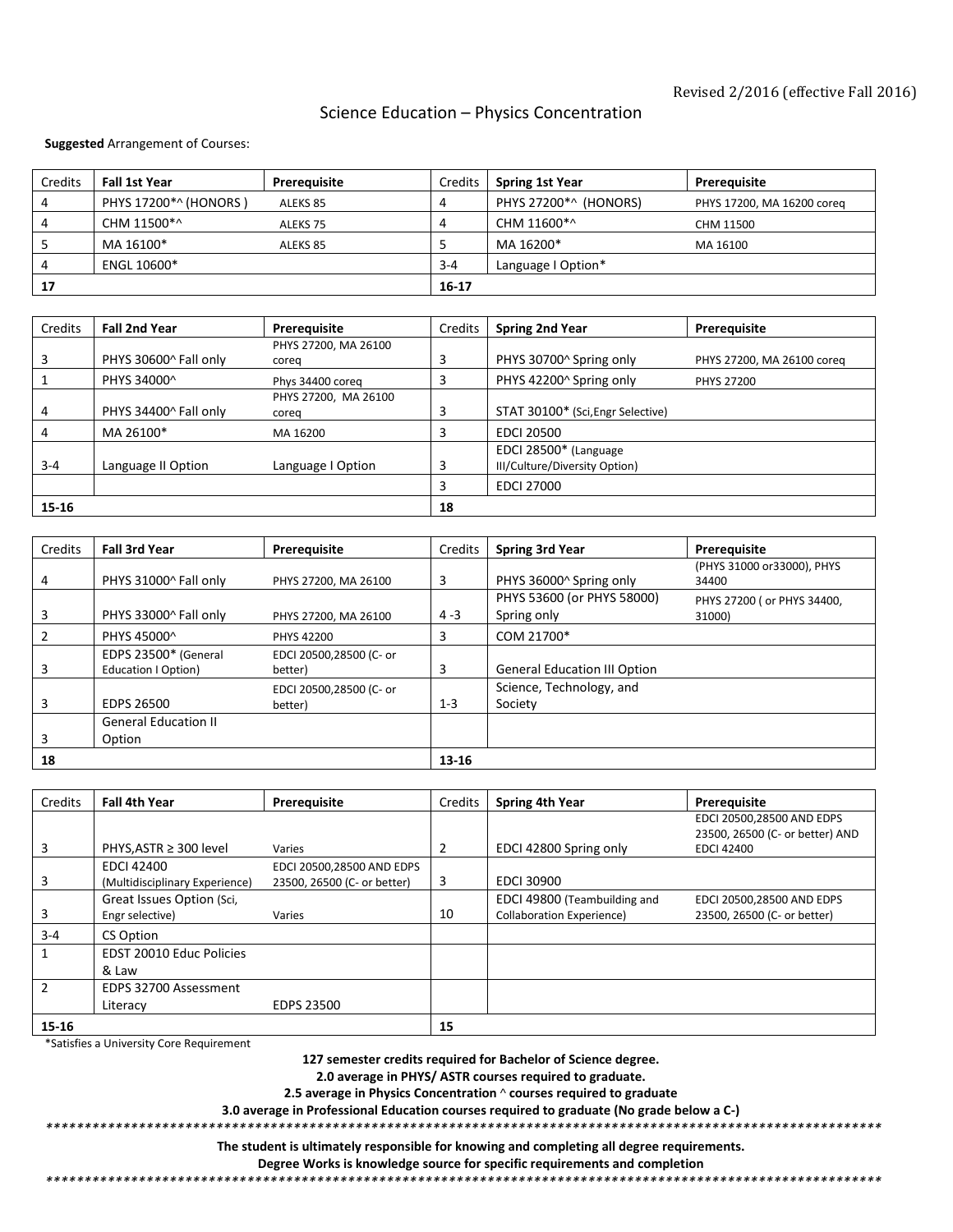Revised 2/2016 (effective Fall 2016)

# Science Education – Physics Concentration

**Suggested** Arrangement of Courses:

| Credits | Fall 1st Year | Prerequisite | Credits | Spring 1st Year | Prerequisite |
|---|---|---|---|---|---|
| 4 | PHYS 17200*^ (HONORS ) | ALEKS 85 | 4 | PHYS 27200*^ (HONORS) | PHYS 17200, MA 16200 coreq |
| 4 | CHM 11500*^ | ALEKS 75 | 4 | CHM 11600*^ | CHM 11500 |
| 5 | MA 16100* | ALEKS 85 | 5 | MA 16200* | MA 16100 |
| 4 | ENGL 10600* | | 3-4 | Language I Option* | |
| **17** | | | **16-17** | | |

| Credits | Fall 2nd Year | Prerequisite | Credits | Spring 2nd Year | Prerequisite |
|---|---|---|---|---|---|
| 3 | PHYS 30600^ Fall only | PHYS 27200, MA 26100 coreq | 3 | PHYS 30700^ Spring only | PHYS 27200, MA 26100 coreq |
| 1 | PHYS 34000^ | Phys 34400 coreq | 3 | PHYS 42200^ Spring only | PHYS 27200 |
| 4 | PHYS 34400^ Fall only | PHYS 27200, MA 26100 coreq | 3 | STAT 30100* (Sci,Engr Selective) | |
| 4 | MA 26100* | MA 16200 | 3 | EDCI 20500 | |
| 3-4 | Language II Option | Language I Option | 3 | EDCI 28500* (Language III/Culture/Diversity Option) | |
| | | | 3 | EDCI 27000 | |
| **15-16** | | | **18** | | |

| Credits | Fall 3rd Year | Prerequisite | Credits | Spring 3rd Year | Prerequisite |
|---|---|---|---|---|---|
| 4 | PHYS 31000^ Fall only | PHYS 27200, MA 26100 | 3 | PHYS 36000^ Spring only | (PHYS 31000 or33000), PHYS 34400 |
| 3 | PHYS 33000^ Fall only | PHYS 27200, MA 26100 | 4 -3 | PHYS 53600 (or PHYS 58000) Spring only | PHYS 27200 ( or PHYS 34400, 31000) |
| 2 | PHYS 45000^ | PHYS 42200 | 3 | COM 21700* | |
| 3 | EDPS 23500* (General Education I Option) | EDCI 20500,28500 (C- or better) | 3 | General Education III Option | |
| 3 | EDPS 26500 | EDCI 20500,28500 (C- or better) | 1-3 | Science, Technology, and Society | |
| 3 | General Education II Option | | | | |
| **18** | | | **13-16** | | |

| Credits | Fall 4th Year | Prerequisite | Credits | Spring 4th Year | Prerequisite |
|---|---|---|---|---|---|
| 3 | PHYS,ASTR ≥ 300 level | Varies | 2 | EDCI 42800 Spring only | EDCI 20500,28500 AND EDPS 23500, 26500 (C- or better) AND EDCI 42400 |
| 3 | EDCI 42400 (Multidisciplinary Experience) | EDCI 20500,28500 AND EDPS 23500, 26500 (C- or better) | 3 | EDCI 30900 | |
| 3 | Great Issues Option (Sci, Engr selective) | Varies | 10 | EDCI 49800 (Teambuilding and Collaboration Experience) | EDCI 20500,28500 AND EDPS 23500, 26500 (C- or better) |
| 3-4 | CS Option | | | | |
| 1 | EDST 20010 Educ Policies & Law | | | | |
| 2 | EDPS 32700 Assessment Literacy | EDPS 23500 | | | |
| **15-16** | | | **15** | | |

*Satisfies a University Core Requirement

**127 semester credits required for Bachelor of Science degree.**

**2.0 average in PHYS/ ASTR courses required to graduate.**

**2.5 average in Physics Concentration ^ courses required to graduate**

**3.0 average in Professional Education courses required to graduate (No grade below a C-)**

*****************************************************************************************************

**The student is ultimately responsible for knowing and completing all degree requirements.**

**Degree Works is knowledge source for specific requirements and completion**

*****************************************************************************************************